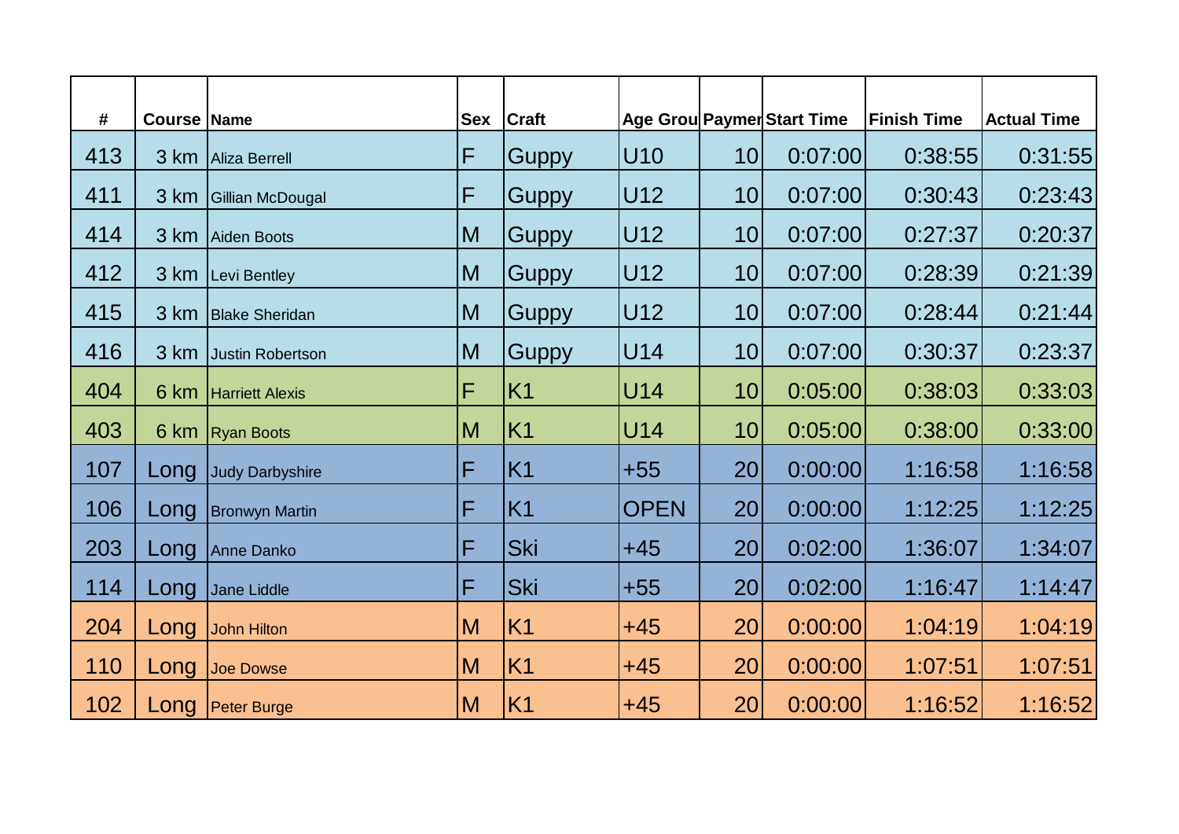| # | Course | Name | Sex | Craft | Age Grou | Paymer | Start Time | Finish Time | Actual Time |
|---|---|---|---|---|---|---|---|---|---|
| 413 | 3 km | Aliza Berrell | F | Guppy | U10 | 10 | 0:07:00 | 0:38:55 | 0:31:55 |
| 411 | 3 km | Gillian McDougal | F | Guppy | U12 | 10 | 0:07:00 | 0:30:43 | 0:23:43 |
| 414 | 3 km | Aiden Boots | M | Guppy | U12 | 10 | 0:07:00 | 0:27:37 | 0:20:37 |
| 412 | 3 km | Levi Bentley | M | Guppy | U12 | 10 | 0:07:00 | 0:28:39 | 0:21:39 |
| 415 | 3 km | Blake Sheridan | M | Guppy | U12 | 10 | 0:07:00 | 0:28:44 | 0:21:44 |
| 416 | 3 km | Justin Robertson | M | Guppy | U14 | 10 | 0:07:00 | 0:30:37 | 0:23:37 |
| 404 | 6 km | Harriett Alexis | F | K1 | U14 | 10 | 0:05:00 | 0:38:03 | 0:33:03 |
| 403 | 6 km | Ryan Boots | M | K1 | U14 | 10 | 0:05:00 | 0:38:00 | 0:33:00 |
| 107 | Long | Judy Darbyshire | F | K1 | +55 | 20 | 0:00:00 | 1:16:58 | 1:16:58 |
| 106 | Long | Bronwyn Martin | F | K1 | OPEN | 20 | 0:00:00 | 1:12:25 | 1:12:25 |
| 203 | Long | Anne Danko | F | Ski | +45 | 20 | 0:02:00 | 1:36:07 | 1:34:07 |
| 114 | Long | Jane Liddle | F | Ski | +55 | 20 | 0:02:00 | 1:16:47 | 1:14:47 |
| 204 | Long | John Hilton | M | K1 | +45 | 20 | 0:00:00 | 1:04:19 | 1:04:19 |
| 110 | Long | Joe Dowse | M | K1 | +45 | 20 | 0:00:00 | 1:07:51 | 1:07:51 |
| 102 | Long | Peter Burge | M | K1 | +45 | 20 | 0:00:00 | 1:16:52 | 1:16:52 |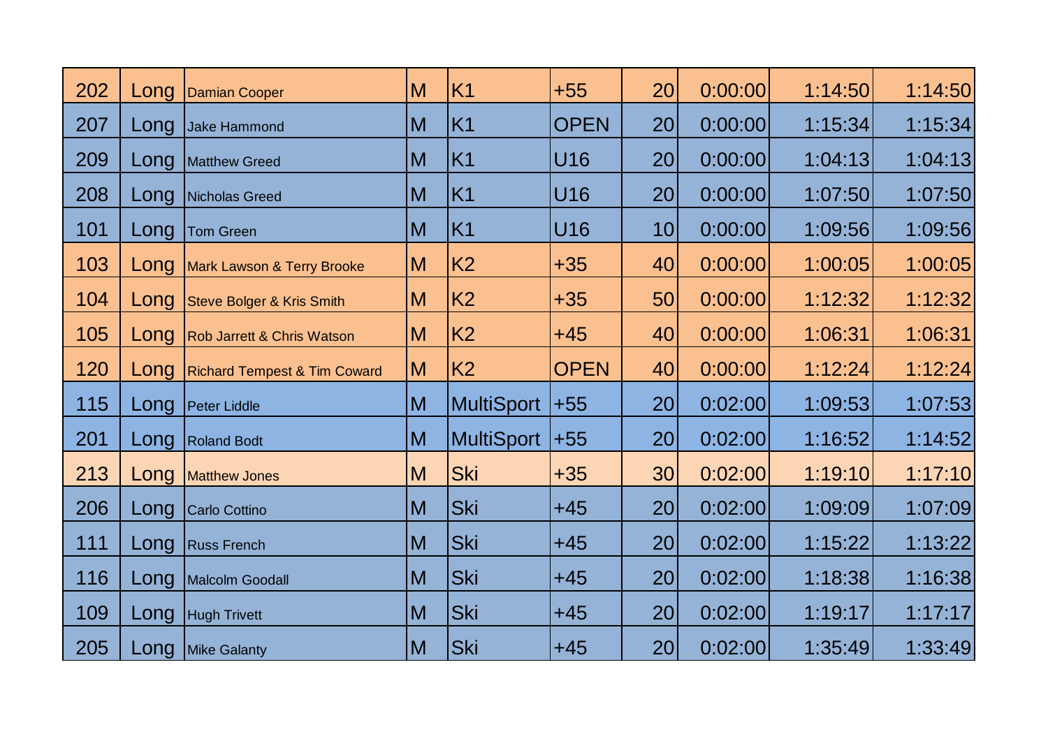| 202 | Long | Damian Cooper | M | K1 | +55 | 20 | 0:00:00 | 1:14:50 | 1:14:50 |
|---|---|---|---|---|---|---|---|---|---|
| 207 | Long | Jake Hammond | M | K1 | OPEN | 20 | 0:00:00 | 1:15:34 | 1:15:34 |
| 209 | Long | Matthew Greed | M | K1 | U16 | 20 | 0:00:00 | 1:04:13 | 1:04:13 |
| 208 | Long | Nicholas Greed | M | K1 | U16 | 20 | 0:00:00 | 1:07:50 | 1:07:50 |
| 101 | Long | Tom Green | M | K1 | U16 | 10 | 0:00:00 | 1:09:56 | 1:09:56 |
| 103 | Long | Mark Lawson & Terry Brooke | M | K2 | +35 | 40 | 0:00:00 | 1:00:05 | 1:00:05 |
| 104 | Long | Steve Bolger & Kris Smith | M | K2 | +35 | 50 | 0:00:00 | 1:12:32 | 1:12:32 |
| 105 | Long | Rob Jarrett & Chris Watson | M | K2 | +45 | 40 | 0:00:00 | 1:06:31 | 1:06:31 |
| 120 | Long | Richard Tempest & Tim Coward | M | K2 | OPEN | 40 | 0:00:00 | 1:12:24 | 1:12:24 |
| 115 | Long | Peter Liddle | M | MultiSport | +55 | 20 | 0:02:00 | 1:09:53 | 1:07:53 |
| 201 | Long | Roland Bodt | M | MultiSport | +55 | 20 | 0:02:00 | 1:16:52 | 1:14:52 |
| 213 | Long | Matthew Jones | M | Ski | +35 | 30 | 0:02:00 | 1:19:10 | 1:17:10 |
| 206 | Long | Carlo Cottino | M | Ski | +45 | 20 | 0:02:00 | 1:09:09 | 1:07:09 |
| 111 | Long | Russ French | M | Ski | +45 | 20 | 0:02:00 | 1:15:22 | 1:13:22 |
| 116 | Long | Malcolm Goodall | M | Ski | +45 | 20 | 0:02:00 | 1:18:38 | 1:16:38 |
| 109 | Long | Hugh Trivett | M | Ski | +45 | 20 | 0:02:00 | 1:19:17 | 1:17:17 |
| 205 | Long | Mike Galanty | M | Ski | +45 | 20 | 0:02:00 | 1:35:49 | 1:33:49 |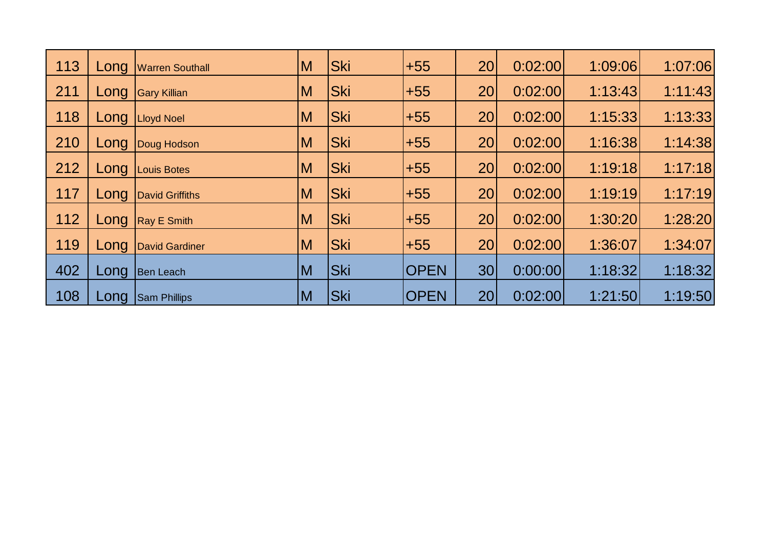| | | | | | | | | | |
|---|---|---|---|---|---|---|---|---|---|
| 113 | Long | Warren Southall | M | Ski | +55 | 20 | 0:02:00 | 1:09:06 | 1:07:06 |
| 211 | Long | Gary Killian | M | Ski | +55 | 20 | 0:02:00 | 1:13:43 | 1:11:43 |
| 118 | Long | Lloyd Noel | M | Ski | +55 | 20 | 0:02:00 | 1:15:33 | 1:13:33 |
| 210 | Long | Doug Hodson | M | Ski | +55 | 20 | 0:02:00 | 1:16:38 | 1:14:38 |
| 212 | Long | Louis Botes | M | Ski | +55 | 20 | 0:02:00 | 1:19:18 | 1:17:18 |
| 117 | Long | David Griffiths | M | Ski | +55 | 20 | 0:02:00 | 1:19:19 | 1:17:19 |
| 112 | Long | Ray E Smith | M | Ski | +55 | 20 | 0:02:00 | 1:30:20 | 1:28:20 |
| 119 | Long | David Gardiner | M | Ski | +55 | 20 | 0:02:00 | 1:36:07 | 1:34:07 |
| 402 | Long | Ben Leach | M | Ski | OPEN | 30 | 0:00:00 | 1:18:32 | 1:18:32 |
| 108 | Long | Sam Phillips | M | Ski | OPEN | 20 | 0:02:00 | 1:21:50 | 1:19:50 |